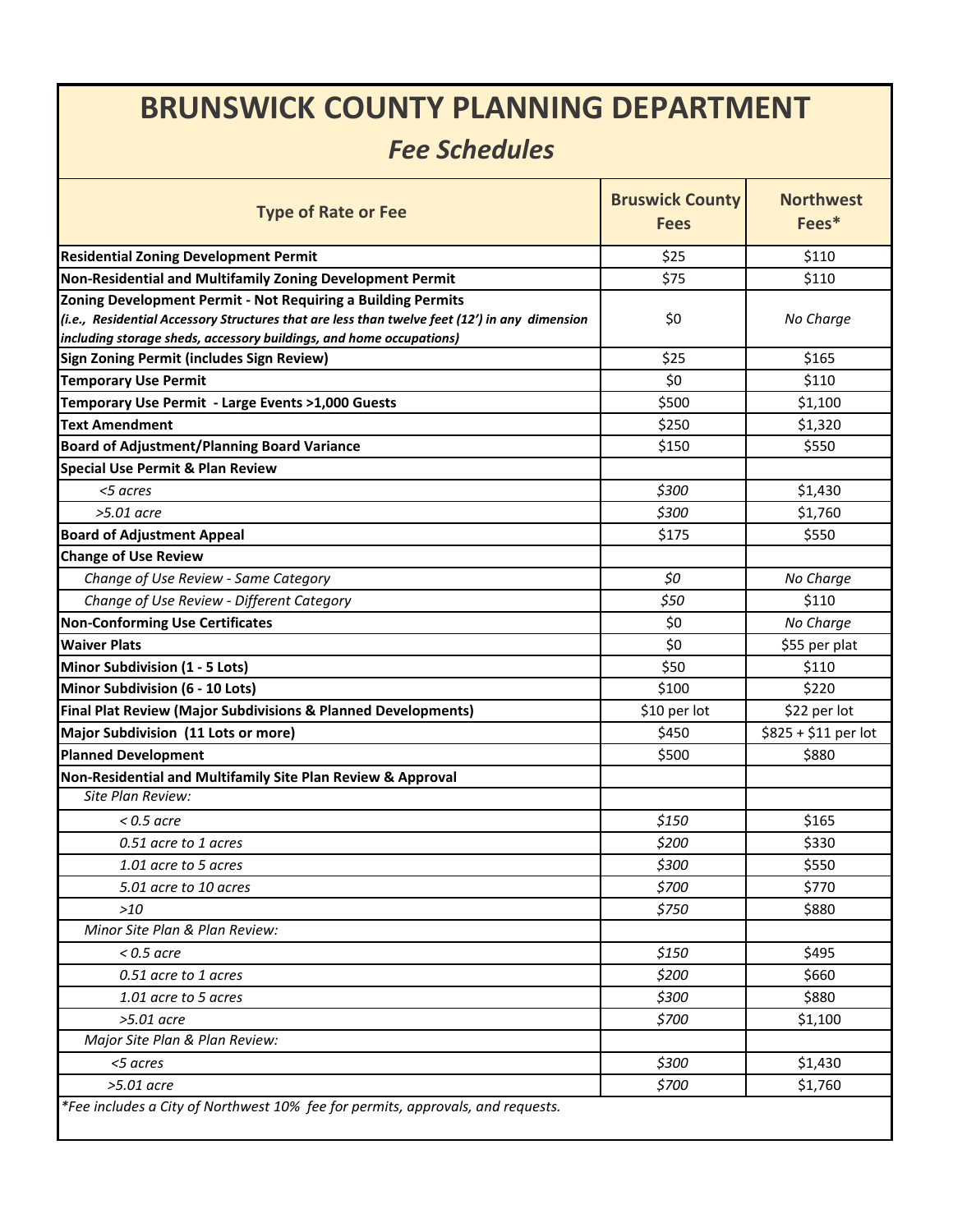# BRUNSWICK COUNTY PLANNING DEPARTMENT

## *Fee Schedules*

| Type of Rate or Fee | Bruswick County Fees | Northwest Fees* |
|---|---|---|
| **Residential Zoning Development Permit** | $25 | $110 |
| **Non-Residential and Multifamily Zoning Development Permit** | $75 | $110 |
| **Zoning Development Permit - Not Requiring a Building Permits** ***(i.e., Residential Accessory Structures that are less than twelve feet (12') in any dimension including storage sheds, accessory buildings, and home occupations)*** | $0 | *No Charge* |
| **Sign Zoning Permit (includes Sign Review)** | $25 | $165 |
| **Temporary Use Permit** | $0 | $110 |
| **Temporary Use Permit - Large Events >1,000 Guests** | $500 | $1,100 |
| **Text Amendment** | $250 | $1,320 |
| **Board of Adjustment/Planning Board Variance** | $150 | $550 |
| **Special Use Permit & Plan Review** | | |
| *<5 acres* | *$300* | $1,430 |
| *>5.01 acre* | *$300* | $1,760 |
| **Board of Adjustment Appeal** | $175 | $550 |
| **Change of Use Review** | | |
| *Change of Use Review - Same Category* | *$0* | *No Charge* |
| *Change of Use Review - Different Category* | *$50* | $110 |
| **Non-Conforming Use Certificates** | $0 | *No Charge* |
| **Waiver Plats** | $0 | $55 per plat |
| **Minor Subdivision (1 - 5 Lots)** | $50 | $110 |
| **Minor Subdivision (6 - 10 Lots)** | $100 | $220 |
| **Final Plat Review (Major Subdivisions & Planned Developments)** | $10 per lot | $22 per lot |
| **Major Subdivision (11 Lots or more)** | $450 | $825 + $11 per lot |
| **Planned Development** | $500 | $880 |
| **Non-Residential and Multifamily Site Plan Review & Approval** | | |
| *Site Plan Review:* | | |
| *< 0.5 acre* | *$150* | $165 |
| *0.51 acre to 1 acres* | *$200* | $330 |
| *1.01 acre to 5 acres* | *$300* | $550 |
| *5.01 acre to 10 acres* | *$700* | $770 |
| *>10* | *$750* | $880 |
| *Minor Site Plan & Plan Review:* | | |
| *< 0.5 acre* | *$150* | $495 |
| *0.51 acre to 1 acres* | *$200* | $660 |
| *1.01 acre to 5 acres* | *$300* | $880 |
| *>5.01 acre* | *$700* | $1,100 |
| *Major Site Plan & Plan Review:* | | |
| *<5 acres* | *$300* | $1,430 |
| *>5.01 acre* | *$700* | $1,760 |

**Fee includes a City of Northwest 10% fee for permits, approvals, and requests.*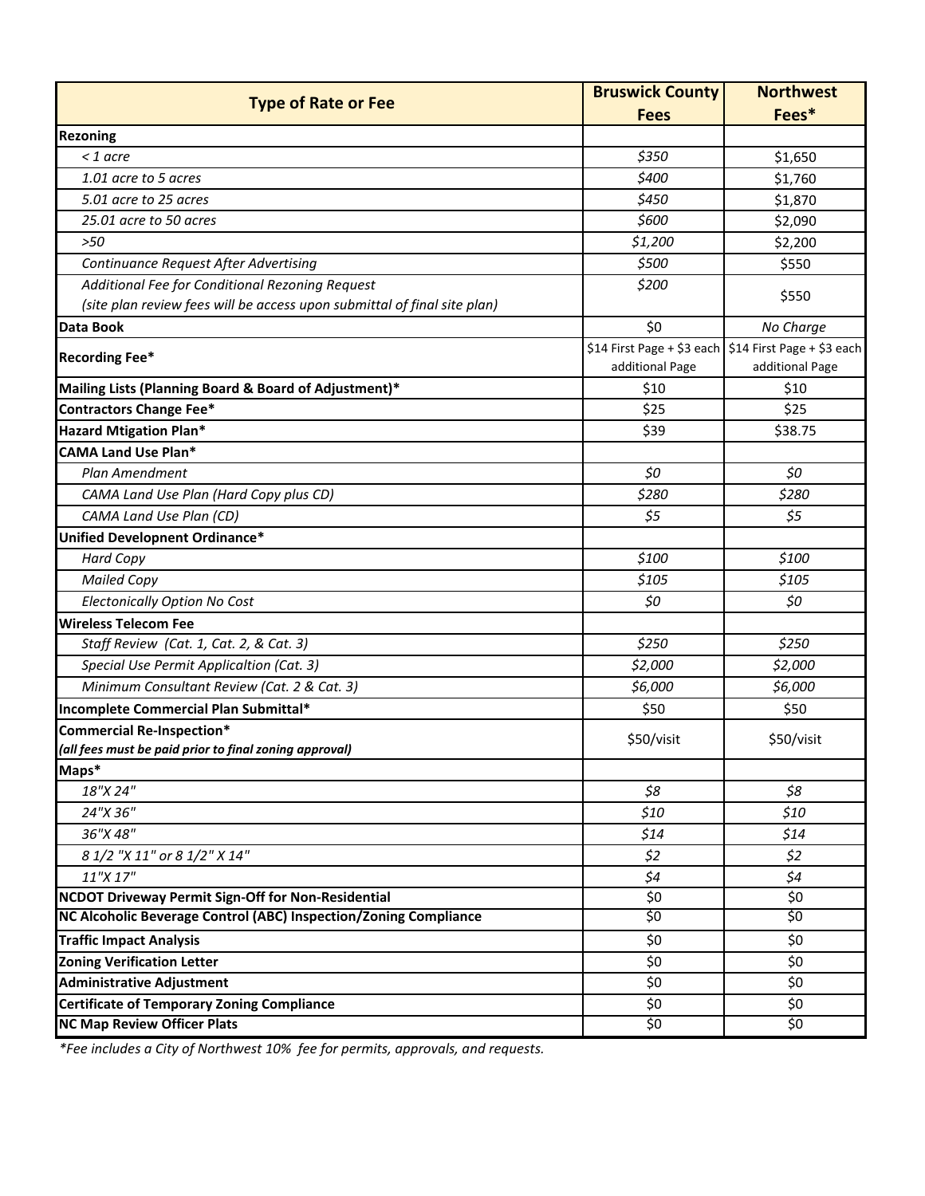| Type of Rate or Fee | Bruswick County Fees | Northwest Fees* |
|---|---|---|
| **Rezoning** | | |
| *< 1 acre* | *$350* | $1,650 |
| *1.01 acre to 5 acres* | *$400* | $1,760 |
| *5.01 acre to 25 acres* | *$450* | $1,870 |
| *25.01 acre to 50 acres* | *$600* | $2,090 |
| *>50* | *$1,200* | $2,200 |
| *Continuance Request After Advertising* | *$500* | $550 |
| *Additional Fee for Conditional Rezoning Request (site plan review fees will be access upon submittal of final site plan)* | *$200* | $550 |
| **Data Book** | $0 | *No Charge* |
| **Recording Fee*** | $14 First Page + $3 each additional Page | $14 First Page + $3 each additional Page |
| **Mailing Lists (Planning Board & Board of Adjustment)*** | $10 | $10 |
| **Contractors Change Fee*** | $25 | $25 |
| **Hazard Mtigation Plan*** | $39 | $38.75 |
| **CAMA Land Use Plan*** | | |
| *Plan Amendment* | *$0* | *$0* |
| *CAMA Land Use Plan (Hard Copy plus CD)* | *$280* | *$280* |
| *CAMA Land Use Plan (CD)* | *$5* | *$5* |
| **Unified Developnent Ordinance*** | | |
| *Hard Copy* | *$100* | *$100* |
| *Mailed Copy* | *$105* | *$105* |
| *Electonically Option No Cost* | *$0* | *$0* |
| **Wireless Telecom Fee** | | |
| *Staff Review (Cat. 1, Cat. 2, & Cat. 3)* | *$250* | *$250* |
| *Special Use Permit Applicaltion (Cat. 3)* | *$2,000* | *$2,000* |
| *Minimum Consultant Review (Cat. 2 & Cat. 3)* | *$6,000* | *$6,000* |
| **Incomplete Commercial Plan Submittal*** | $50 | $50 |
| **Commercial Re-Inspection*** ***(all fees must be paid prior to final zoning approval)*** | $50/visit | $50/visit |
| **Maps*** | | |
| *18"X 24"* | *$8* | *$8* |
| *24"X 36"* | *$10* | *$10* |
| *36"X 48"* | *$14* | *$14* |
| *8 1/2 "X 11" or 8 1/2" X 14"* | *$2* | *$2* |
| *11"X 17"* | *$4* | *$4* |
| **NCDOT Driveway Permit Sign-Off for Non-Residential** | $0 | $0 |
| **NC Alcoholic Beverage Control (ABC) Inspection/Zoning Compliance** | $0 | $0 |
| **Traffic Impact Analysis** | $0 | $0 |
| **Zoning Verification Letter** | $0 | $0 |
| **Administrative Adjustment** | $0 | $0 |
| **Certificate of Temporary Zoning Compliance** | $0 | $0 |
| **NC Map Review Officer Plats** | $0 | $0 |

*\*Fee includes a City of Northwest 10% fee for permits, approvals, and requests.*